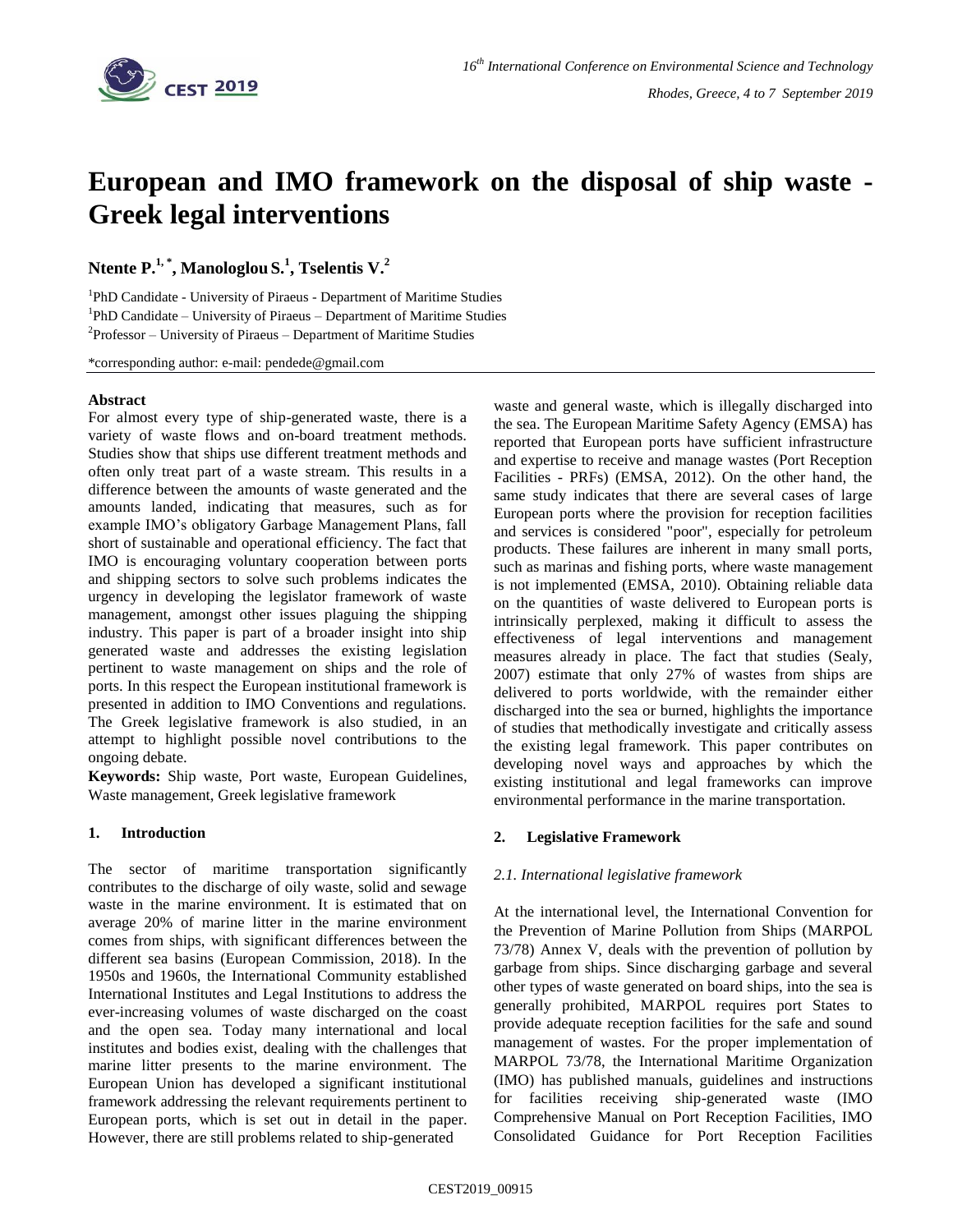# European and IMO framework on the disposal of ship waste - Greek legal interventions

**Ntente P.[1,*], Manologlou S.[1], Tselentis V.[2]**

[1]PhD Candidate - University of Piraeus - Department of Maritime Studies

[1]PhD Candidate – University of Piraeus – Department of Maritime Studies

[2]Professor – University of Piraeus – Department of Maritime Studies

*corresponding author: e-mail: pendede@gmail.com

**Abstract**

For almost every type of ship-generated waste, there is a variety of waste flows and on-board treatment methods. Studies show that ships use different treatment methods and often only treat part of a waste stream. This results in a difference between the amounts of waste generated and the amounts landed, indicating that measures, such as for example IMO's obligatory Garbage Management Plans, fall short of sustainable and operational efficiency. The fact that IMO is encouraging voluntary cooperation between ports and shipping sectors to solve such problems indicates the urgency in developing the legislator framework of waste management, amongst other issues plaguing the shipping industry. This paper is part of a broader insight into ship generated waste and addresses the existing legislation pertinent to waste management on ships and the role of ports. In this respect the European institutional framework is presented in addition to IMO Conventions and regulations. The Greek legislative framework is also studied, in an attempt to highlight possible novel contributions to the ongoing debate.

**Keywords:** Ship waste, Port waste, European Guidelines, Waste management, Greek legislative framework

## 1. Introduction

The sector of maritime transportation significantly contributes to the discharge of oily waste, solid and sewage waste in the marine environment. It is estimated that on average 20% of marine litter in the marine environment comes from ships, with significant differences between the different sea basins (European Commission, 2018). In the 1950s and 1960s, the International Community established International Institutes and Legal Institutions to address the ever-increasing volumes of waste discharged on the coast and the open sea. Today many international and local institutes and bodies exist, dealing with the challenges that marine litter presents to the marine environment. The European Union has developed a significant institutional framework addressing the relevant requirements pertinent to European ports, which is set out in detail in the paper. However, there are still problems related to ship-generated waste and general waste, which is illegally discharged into the sea. The European Maritime Safety Agency (EMSA) has reported that European ports have sufficient infrastructure and expertise to receive and manage wastes (Port Reception Facilities - PRFs) (EMSA, 2012). On the other hand, the same study indicates that there are several cases of large European ports where the provision for reception facilities and services is considered "poor", especially for petroleum products. These failures are inherent in many small ports, such as marinas and fishing ports, where waste management is not implemented (EMSA, 2010). Obtaining reliable data on the quantities of waste delivered to European ports is intrinsically perplexed, making it difficult to assess the effectiveness of legal interventions and management measures already in place. The fact that studies (Sealy, 2007) estimate that only 27% of wastes from ships are delivered to ports worldwide, with the remainder either discharged into the sea or burned, highlights the importance of studies that methodically investigate and critically assess the existing legal framework. This paper contributes on developing novel ways and approaches by which the existing institutional and legal frameworks can improve environmental performance in the marine transportation.

## 2. Legislative Framework

### *2.1. International legislative framework*

At the international level, the International Convention for the Prevention of Marine Pollution from Ships (MARPOL 73/78) Annex V, deals with the prevention of pollution by garbage from ships. Since discharging garbage and several other types of waste generated on board ships, into the sea is generally prohibited, MARPOL requires port States to provide adequate reception facilities for the safe and sound management of wastes. For the proper implementation of MARPOL 73/78, the International Maritime Organization (IMO) has published manuals, guidelines and instructions for facilities receiving ship-generated waste (IMO Comprehensive Manual on Port Reception Facilities, IMO Consolidated Guidance for Port Reception Facilities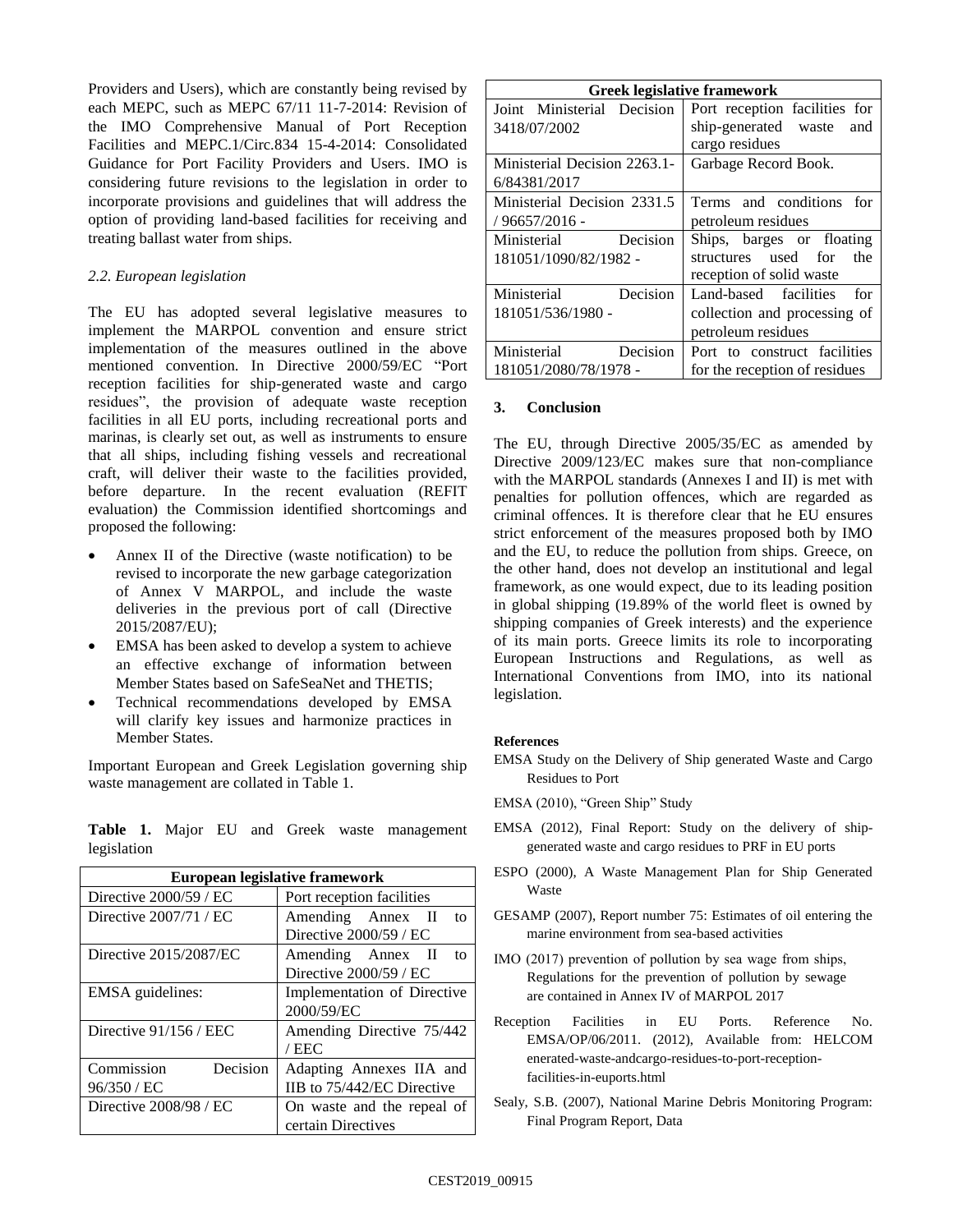Providers and Users), which are constantly being revised by each MEPC, such as MEPC 67/11 11-7-2014: Revision of the IMO Comprehensive Manual of Port Reception Facilities and MEPC.1/Circ.834 15-4-2014: Consolidated Guidance for Port Facility Providers and Users. IMO is considering future revisions to the legislation in order to incorporate provisions and guidelines that will address the option of providing land-based facilities for receiving and treating ballast water from ships.

### *2.2. European legislation*

The EU has adopted several legislative measures to implement the MARPOL convention and ensure strict implementation of the measures outlined in the above mentioned convention. In Directive 2000/59/EC "Port reception facilities for ship-generated waste and cargo residues", the provision of adequate waste reception facilities in all EU ports, including recreational ports and marinas, is clearly set out, as well as instruments to ensure that all ships, including fishing vessels and recreational craft, will deliver their waste to the facilities provided, before departure. In the recent evaluation (REFIT evaluation) the Commission identified shortcomings and proposed the following:

- Annex II of the Directive (waste notification) to be revised to incorporate the new garbage categorization of Annex V MARPOL, and include the waste deliveries in the previous port of call (Directive 2015/2087/EU);
- EMSA has been asked to develop a system to achieve an effective exchange of information between Member States based on SafeSeaNet and THETIS;
- Technical recommendations developed by EMSA will clarify key issues and harmonize practices in Member States.

Important European and Greek Legislation governing ship waste management are collated in Table 1.

**Table 1.** Major EU and Greek waste management legislation

| European legislative framework | |
|---|---|
| Directive 2000/59 / EC | Port reception facilities |
| Directive 2007/71 / EC | Amending Annex II to Directive 2000/59 / EC |
| Directive 2015/2087/EC | Amending Annex II to Directive 2000/59 / EC |
| EMSA guidelines: | Implementation of Directive 2000/59/EC |
| Directive 91/156 / EEC | Amending Directive 75/442 / EEC |
| Commission Decision 96/350 / EC | Adapting Annexes IIA and IIB to 75/442/EC Directive |
| Directive 2008/98 / EC | On waste and the repeal of certain Directives |

| Greek legislative framework | |
|---|---|
| Joint Ministerial Decision 3418/07/2002 | Port reception facilities for ship-generated waste and cargo residues |
| Ministerial Decision 2263.1-6/84381/2017 | Garbage Record Book. |
| Ministerial Decision 2331.5 / 96657/2016 - | Terms and conditions for petroleum residues |
| Ministerial Decision 181051/1090/82/1982 - | Ships, barges or floating structures used for the reception of solid waste |
| Ministerial Decision 181051/536/1980 - | Land-based facilities for collection and processing of petroleum residues |
| Ministerial Decision 181051/2080/78/1978 - | Port to construct facilities for the reception of residues |

## 3. Conclusion

The EU, through Directive 2005/35/EC as amended by Directive 2009/123/EC makes sure that non-compliance with the MARPOL standards (Annexes I and II) is met with penalties for pollution offences, which are regarded as criminal offences. It is therefore clear that he EU ensures strict enforcement of the measures proposed both by IMO and the EU, to reduce the pollution from ships. Greece, on the other hand, does not develop an institutional and legal framework, as one would expect, due to its leading position in global shipping (19.89% of the world fleet is owned by shipping companies of Greek interests) and the experience of its main ports. Greece limits its role to incorporating European Instructions and Regulations, as well as International Conventions from IMO, into its national legislation.

#### References

EMSA Study on the Delivery of Ship generated Waste and Cargo Residues to Port

EMSA (2010), "Green Ship" Study

EMSA (2012), Final Report: Study on the delivery of ship-generated waste and cargo residues to PRF in EU ports

ESPO (2000), A Waste Management Plan for Ship Generated Waste

GESAMP (2007), Report number 75: Estimates of oil entering the marine environment from sea-based activities

IMO (2017) prevention of pollution by sea wage from ships, Regulations for the prevention of pollution by sewage are contained in Annex IV of MARPOL 2017

Reception Facilities in EU Ports. Reference No. EMSA/OP/06/2011. (2012), Available from: HELCOM enerated-waste-andcargo-residues-to-port-reception-facilities-in-euports.html

Sealy, S.B. (2007), National Marine Debris Monitoring Program: Final Program Report, Data